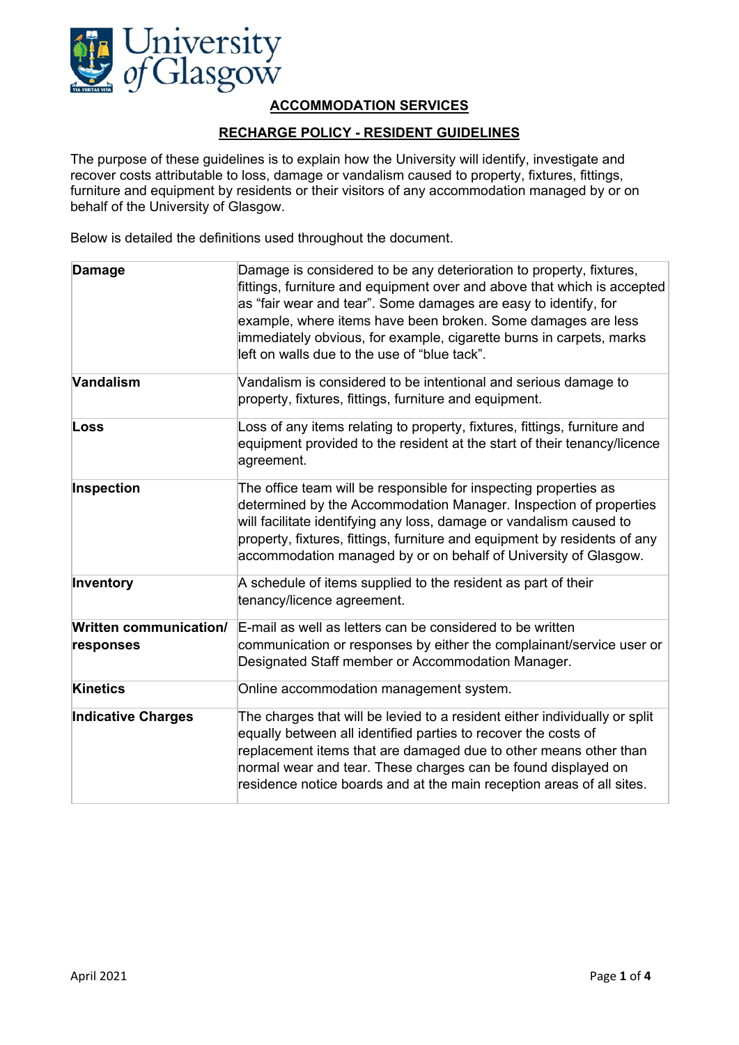## ACCOMMODATION SERVICES

## RECHARGE POLICY - RESIDENT GUIDELINES

The purpose of these guidelines is to explain how the University will identify, investigate and recover costs attributable to loss, damage or vandalism caused to property, fixtures, fittings, furniture and equipment by residents or their visitors of any accommodation managed by or on behalf of the University of Glasgow.

Below is detailed the definitions used throughout the document.

| | |
|---|---|
| **Damage** | Damage is considered to be any deterioration to property, fixtures, fittings, furniture and equipment over and above that which is accepted as "fair wear and tear". Some damages are easy to identify, for example, where items have been broken. Some damages are less immediately obvious, for example, cigarette burns in carpets, marks left on walls due to the use of "blue tack". |
| **Vandalism** | Vandalism is considered to be intentional and serious damage to property, fixtures, fittings, furniture and equipment. |
| **Loss** | Loss of any items relating to property, fixtures, fittings, furniture and equipment provided to the resident at the start of their tenancy/licence agreement. |
| **Inspection** | The office team will be responsible for inspecting properties as determined by the Accommodation Manager. Inspection of properties will facilitate identifying any loss, damage or vandalism caused to property, fixtures, fittings, furniture and equipment by residents of any accommodation managed by or on behalf of University of Glasgow. |
| **Inventory** | A schedule of items supplied to the resident as part of their tenancy/licence agreement. |
| **Written communication/ responses** | E-mail as well as letters can be considered to be written communication or responses by either the complainant/service user or Designated Staff member or Accommodation Manager. |
| **Kinetics** | Online accommodation management system. |
| **Indicative Charges** | The charges that will be levied to a resident either individually or split equally between all identified parties to recover the costs of replacement items that are damaged due to other means other than normal wear and tear. These charges can be found displayed on residence notice boards and at the main reception areas of all sites. |

April 2021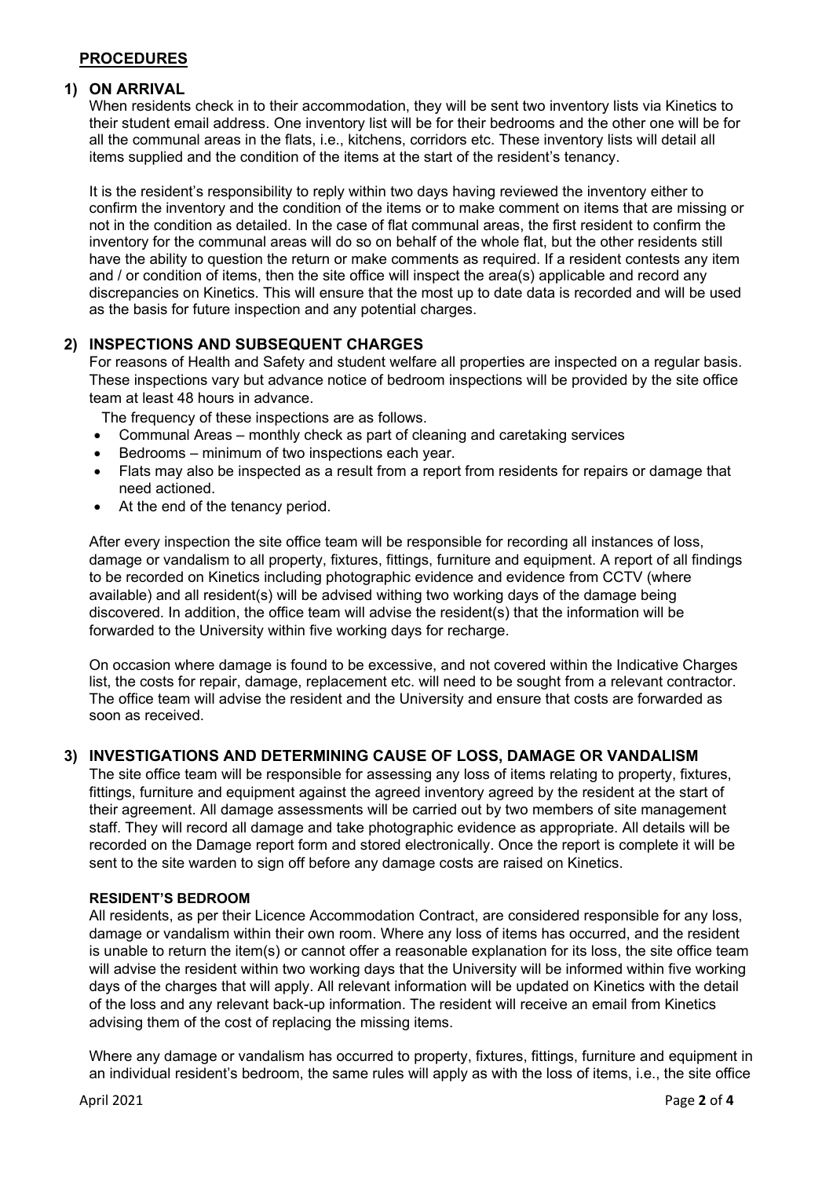## PROCEDURES

### 1) ON ARRIVAL

When residents check in to their accommodation, they will be sent two inventory lists via Kinetics to their student email address. One inventory list will be for their bedrooms and the other one will be for all the communal areas in the flats, i.e., kitchens, corridors etc. These inventory lists will detail all items supplied and the condition of the items at the start of the resident's tenancy.

It is the resident's responsibility to reply within two days having reviewed the inventory either to confirm the inventory and the condition of the items or to make comment on items that are missing or not in the condition as detailed. In the case of flat communal areas, the first resident to confirm the inventory for the communal areas will do so on behalf of the whole flat, but the other residents still have the ability to question the return or make comments as required. If a resident contests any item and / or condition of items, then the site office will inspect the area(s) applicable and record any discrepancies on Kinetics. This will ensure that the most up to date data is recorded and will be used as the basis for future inspection and any potential charges.

### 2) INSPECTIONS AND SUBSEQUENT CHARGES

For reasons of Health and Safety and student welfare all properties are inspected on a regular basis. These inspections vary but advance notice of bedroom inspections will be provided by the site office team at least 48 hours in advance.

The frequency of these inspections are as follows.

- Communal Areas – monthly check as part of cleaning and caretaking services
- Bedrooms – minimum of two inspections each year.
- Flats may also be inspected as a result from a report from residents for repairs or damage that need actioned.
- At the end of the tenancy period.

After every inspection the site office team will be responsible for recording all instances of loss, damage or vandalism to all property, fixtures, fittings, furniture and equipment. A report of all findings to be recorded on Kinetics including photographic evidence and evidence from CCTV (where available) and all resident(s) will be advised withing two working days of the damage being discovered. In addition, the office team will advise the resident(s) that the information will be forwarded to the University within five working days for recharge.

On occasion where damage is found to be excessive, and not covered within the Indicative Charges list, the costs for repair, damage, replacement etc. will need to be sought from a relevant contractor. The office team will advise the resident and the University and ensure that costs are forwarded as soon as received.

### 3) INVESTIGATIONS AND DETERMINING CAUSE OF LOSS, DAMAGE OR VANDALISM

The site office team will be responsible for assessing any loss of items relating to property, fixtures, fittings, furniture and equipment against the agreed inventory agreed by the resident at the start of their agreement. All damage assessments will be carried out by two members of site management staff. They will record all damage and take photographic evidence as appropriate. All details will be recorded on the Damage report form and stored electronically. Once the report is complete it will be sent to the site warden to sign off before any damage costs are raised on Kinetics.

#### RESIDENT'S BEDROOM

All residents, as per their Licence Accommodation Contract, are considered responsible for any loss, damage or vandalism within their own room. Where any loss of items has occurred, and the resident is unable to return the item(s) or cannot offer a reasonable explanation for its loss, the site office team will advise the resident within two working days that the University will be informed within five working days of the charges that will apply. All relevant information will be updated on Kinetics with the detail of the loss and any relevant back-up information. The resident will receive an email from Kinetics advising them of the cost of replacing the missing items.

Where any damage or vandalism has occurred to property, fixtures, fittings, furniture and equipment in an individual resident's bedroom, the same rules will apply as with the loss of items, i.e., the site office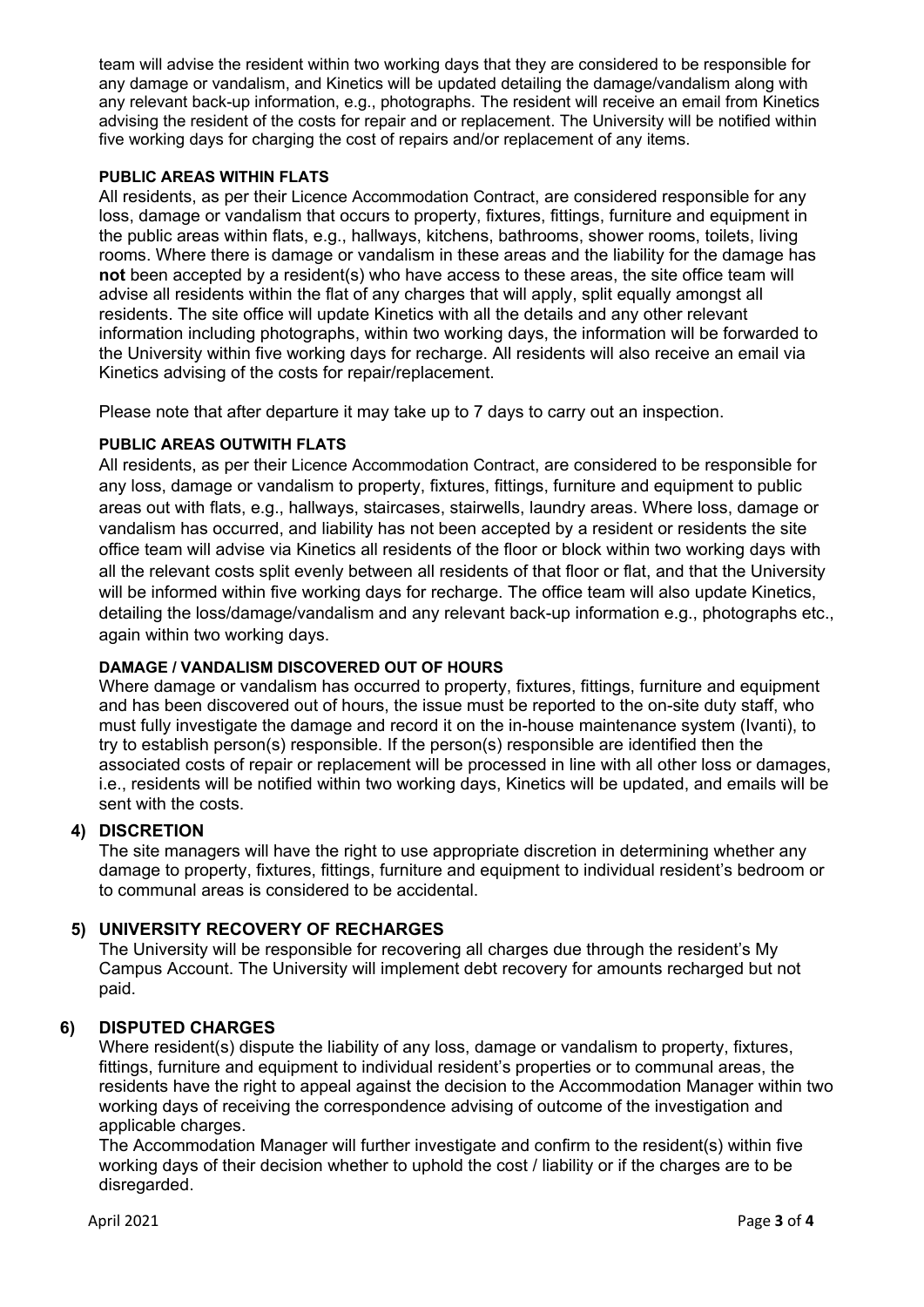team will advise the resident within two working days that they are considered to be responsible for any damage or vandalism, and Kinetics will be updated detailing the damage/vandalism along with any relevant back-up information, e.g., photographs. The resident will receive an email from Kinetics advising the resident of the costs for repair and or replacement. The University will be notified within five working days for charging the cost of repairs and/or replacement of any items.

**PUBLIC AREAS WITHIN FLATS**

All residents, as per their Licence Accommodation Contract, are considered responsible for any loss, damage or vandalism that occurs to property, fixtures, fittings, furniture and equipment in the public areas within flats, e.g., hallways, kitchens, bathrooms, shower rooms, toilets, living rooms. Where there is damage or vandalism in these areas and the liability for the damage has **not** been accepted by a resident(s) who have access to these areas, the site office team will advise all residents within the flat of any charges that will apply, split equally amongst all residents. The site office will update Kinetics with all the details and any other relevant information including photographs, within two working days, the information will be forwarded to the University within five working days for recharge. All residents will also receive an email via Kinetics advising of the costs for repair/replacement.

Please note that after departure it may take up to 7 days to carry out an inspection.

**PUBLIC AREAS OUTWITH FLATS**

All residents, as per their Licence Accommodation Contract, are considered to be responsible for any loss, damage or vandalism to property, fixtures, fittings, furniture and equipment to public areas out with flats, e.g., hallways, staircases, stairwells, laundry areas. Where loss, damage or vandalism has occurred, and liability has not been accepted by a resident or residents the site office team will advise via Kinetics all residents of the floor or block within two working days with all the relevant costs split evenly between all residents of that floor or flat, and that the University will be informed within five working days for recharge. The office team will also update Kinetics, detailing the loss/damage/vandalism and any relevant back-up information e.g., photographs etc., again within two working days.

**DAMAGE / VANDALISM DISCOVERED OUT OF HOURS**

Where damage or vandalism has occurred to property, fixtures, fittings, furniture and equipment and has been discovered out of hours, the issue must be reported to the on-site duty staff, who must fully investigate the damage and record it on the in-house maintenance system (Ivanti), to try to establish person(s) responsible. If the person(s) responsible are identified then the associated costs of repair or replacement will be processed in line with all other loss or damages, i.e., residents will be notified within two working days, Kinetics will be updated, and emails will be sent with the costs.

## 4) DISCRETION

The site managers will have the right to use appropriate discretion in determining whether any damage to property, fixtures, fittings, furniture and equipment to individual resident's bedroom or to communal areas is considered to be accidental.

## 5) UNIVERSITY RECOVERY OF RECHARGES

The University will be responsible for recovering all charges due through the resident's My Campus Account. The University will implement debt recovery for amounts recharged but not paid.

## 6) DISPUTED CHARGES

Where resident(s) dispute the liability of any loss, damage or vandalism to property, fixtures, fittings, furniture and equipment to individual resident's properties or to communal areas, the residents have the right to appeal against the decision to the Accommodation Manager within two working days of receiving the correspondence advising of outcome of the investigation and applicable charges.

The Accommodation Manager will further investigate and confirm to the resident(s) within five working days of their decision whether to uphold the cost / liability or if the charges are to be disregarded.

April 2021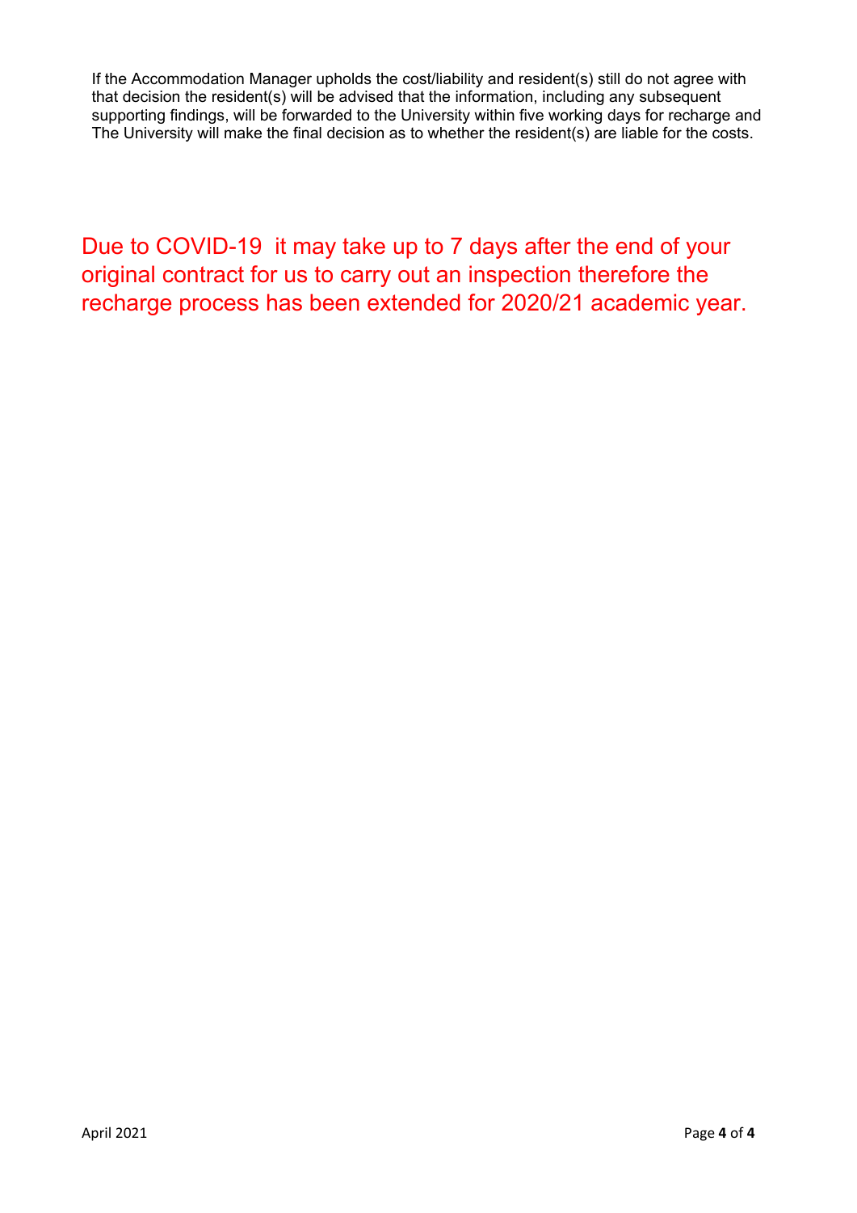If the Accommodation Manager upholds the cost/liability and resident(s) still do not agree with that decision the resident(s) will be advised that the information, including any subsequent supporting findings, will be forwarded to the University within five working days for recharge and The University will make the final decision as to whether the resident(s) are liable for the costs.

Due to COVID-19 it may take up to 7 days after the end of your original contract for us to carry out an inspection therefore the recharge process has been extended for 2020/21 academic year.